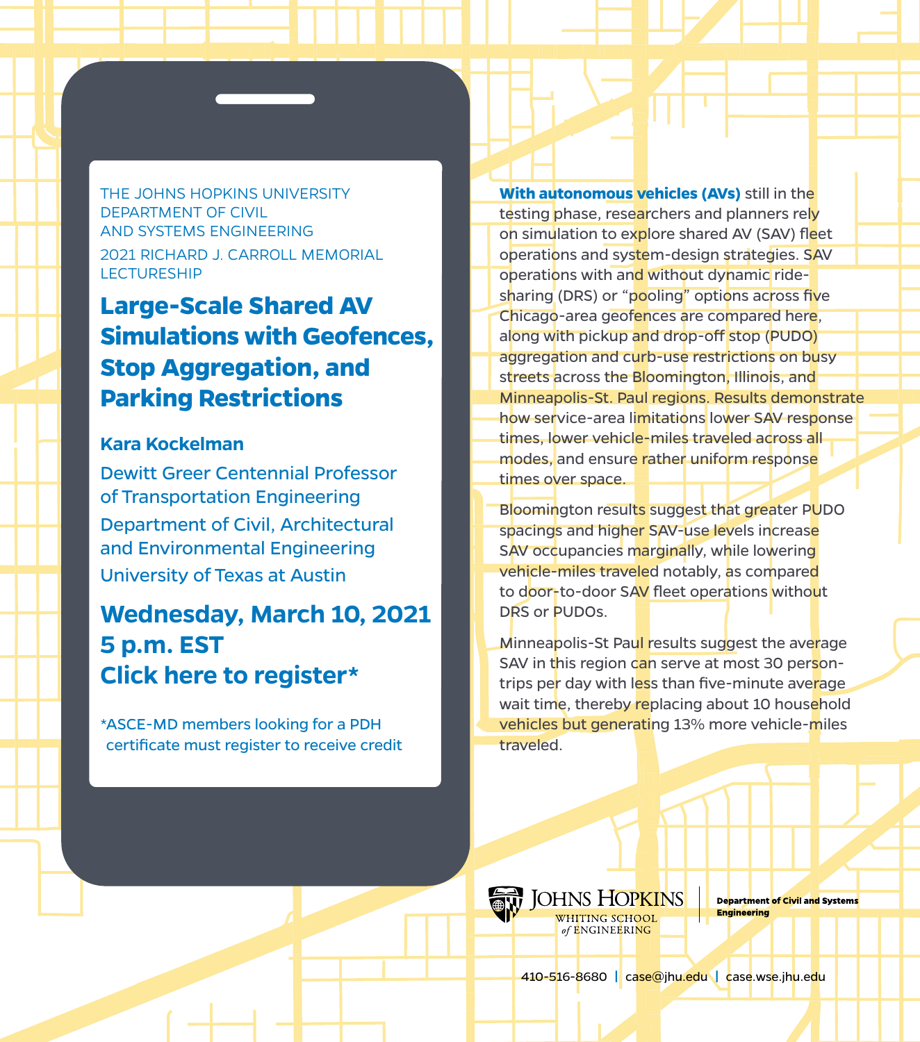THE JOHNS HOPKINS UNIVERSITY
DEPARTMENT OF CIVIL
AND SYSTEMS ENGINEERING

2021 RICHARD J. CARROLL MEMORIAL LECTURESHIP

# Large-Scale Shared AV Simulations with Geofences, Stop Aggregation, and Parking Restrictions

**Kara Kockelman**

Dewitt Greer Centennial Professor of Transportation Engineering

Department of Civil, Architectural and Environmental Engineering

University of Texas at Austin

## Wednesday, March 10, 2021
## 5 p.m. EST
## Click here to register*

*ASCE-MD members looking for a PDH certificate must register to receive credit

**With autonomous vehicles (AVs)** still in the testing phase, researchers and planners rely on simulation to explore shared AV (SAV) fleet operations and system-design strategies. SAV operations with and without dynamic ride-sharing (DRS) or "pooling" options across five Chicago-area geofences are compared here, along with pickup and drop-off stop (PUDO) aggregation and curb-use restrictions on busy streets across the Bloomington, Illinois, and Minneapolis-St. Paul regions. Results demonstrate how service-area limitations lower SAV response times, lower vehicle-miles traveled across all modes, and ensure rather uniform response times over space.

Bloomington results suggest that greater PUDO spacings and higher SAV-use levels increase SAV occupancies marginally, while lowering vehicle-miles traveled notably, as compared to door-to-door SAV fleet operations without DRS or PUDOs.

Minneapolis-St Paul results suggest the average SAV in this region can serve at most 30 person-trips per day with less than five-minute average wait time, thereby replacing about 10 household vehicles but generating 13% more vehicle-miles traveled.

JOHNS HOPKINS WHITING SCHOOL of ENGINEERING | Department of Civil and Systems Engineering

410-516-8680 | case@jhu.edu | case.wse.jhu.edu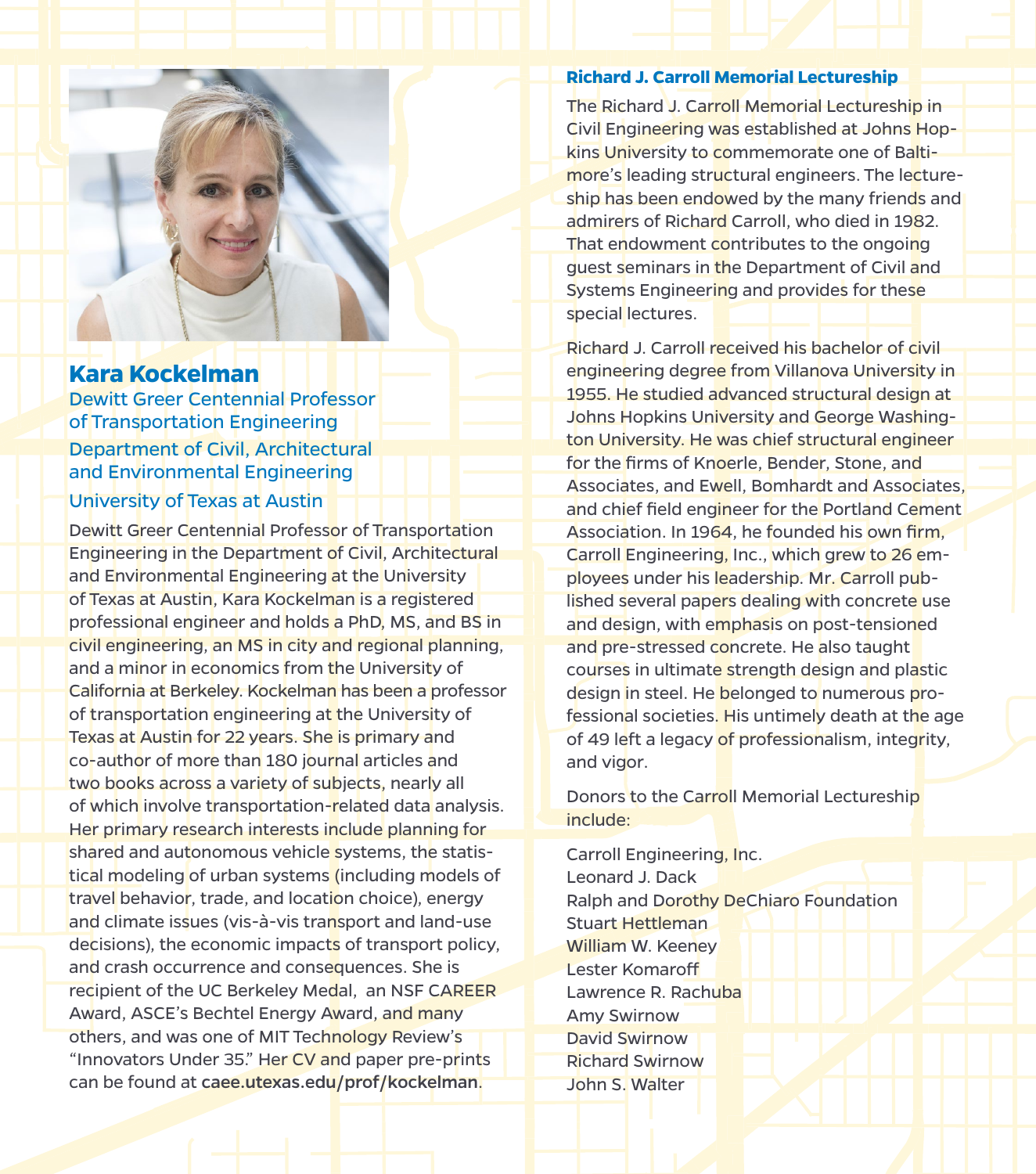## Kara Kockelman

Dewitt Greer Centennial Professor of Transportation Engineering

Department of Civil, Architectural and Environmental Engineering

University of Texas at Austin

Dewitt Greer Centennial Professor of Transportation Engineering in the Department of Civil, Architectural and Environmental Engineering at the University of Texas at Austin, Kara Kockelman is a registered professional engineer and holds a PhD, MS, and BS in civil engineering, an MS in city and regional planning, and a minor in economics from the University of California at Berkeley. Kockelman has been a professor of transportation engineering at the University of Texas at Austin for 22 years. She is primary and co-author of more than 180 journal articles and two books across a variety of subjects, nearly all of which involve transportation-related data analysis. Her primary research interests include planning for shared and autonomous vehicle systems, the statistical modeling of urban systems (including models of travel behavior, trade, and location choice), energy and climate issues (vis-à-vis transport and land-use decisions), the economic impacts of transport policy, and crash occurrence and consequences. She is recipient of the UC Berkeley Medal, an NSF CAREER Award, ASCE's Bechtel Energy Award, and many others, and was one of MIT Technology Review's "Innovators Under 35." Her CV and paper pre-prints can be found at **caee.utexas.edu/prof/kockelman**.

## Richard J. Carroll Memorial Lectureship

The Richard J. Carroll Memorial Lectureship in Civil Engineering was established at Johns Hopkins University to commemorate one of Baltimore's leading structural engineers. The lectureship has been endowed by the many friends and admirers of Richard Carroll, who died in 1982. That endowment contributes to the ongoing guest seminars in the Department of Civil and Systems Engineering and provides for these special lectures.

Richard J. Carroll received his bachelor of civil engineering degree from Villanova University in 1955. He studied advanced structural design at Johns Hopkins University and George Washington University. He was chief structural engineer for the firms of Knoerle, Bender, Stone, and Associates, and Ewell, Bomhardt and Associates, and chief field engineer for the Portland Cement Association. In 1964, he founded his own firm, Carroll Engineering, Inc., which grew to 26 employees under his leadership. Mr. Carroll published several papers dealing with concrete use and design, with emphasis on post-tensioned and pre-stressed concrete. He also taught courses in ultimate strength design and plastic design in steel. He belonged to numerous professional societies. His untimely death at the age of 49 left a legacy of professionalism, integrity, and vigor.

Donors to the Carroll Memorial Lectureship include:

Carroll Engineering, Inc.
Leonard J. Dack
Ralph and Dorothy DeChiaro Foundation
Stuart Hettleman
William W. Keeney
Lester Komaroff
Lawrence R. Rachuba
Amy Swirnow
David Swirnow
Richard Swirnow
John S. Walter